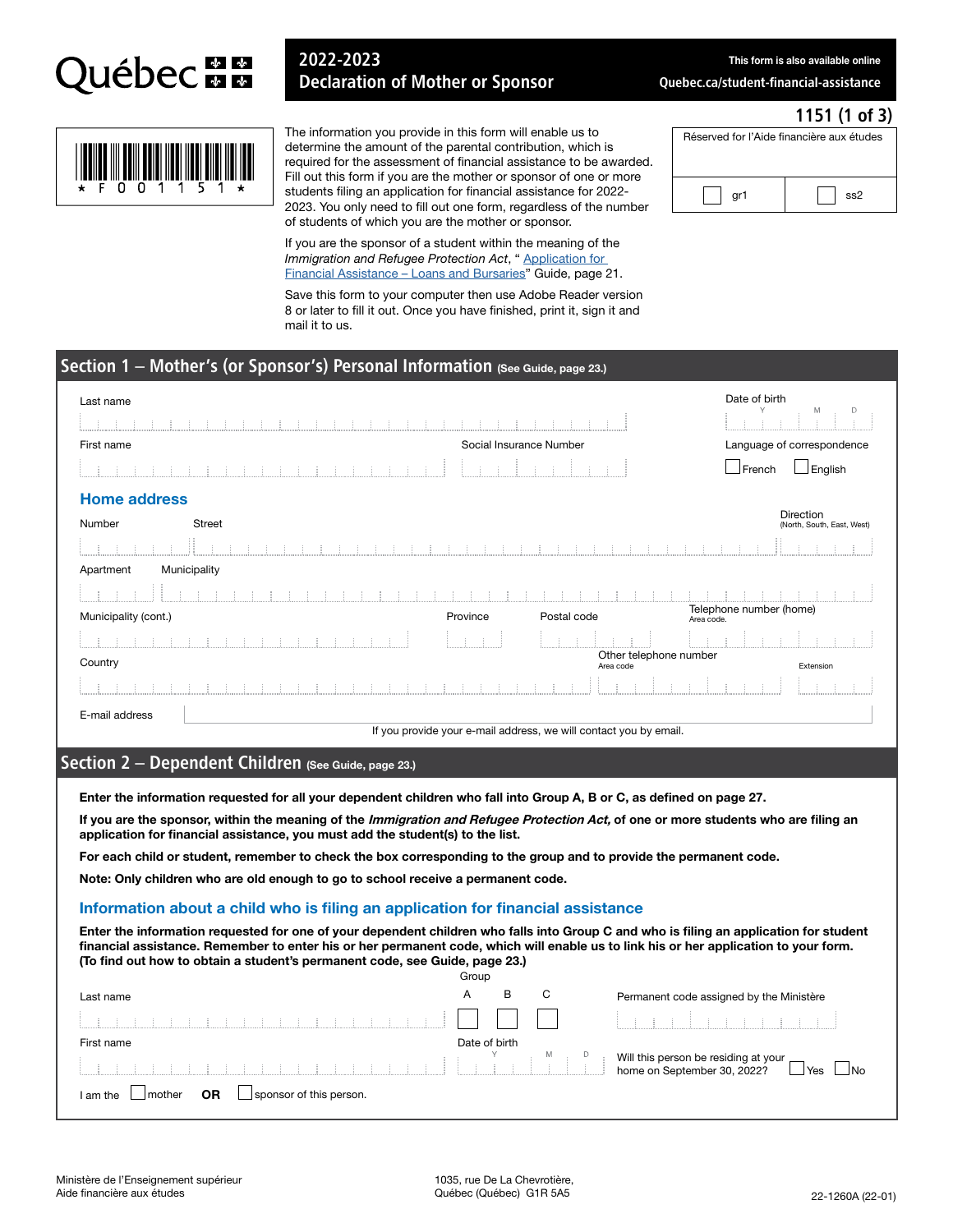Québec

# 2022-2023 Declaration of Mother or Sponsor

This form is also available online
Quebec.ca/student-financial-assistance

1151 (1 of 3)

\* F 0 0 1 1 5 1 \*

The information you provide in this form will enable us to determine the amount of the parental contribution, which is required for the assessment of financial assistance to be awarded. Fill out this form if you are the mother or sponsor of one or more students filing an application for financial assistance for 2022-2023. You only need to fill out one form, regardless of the number of students of which you are the mother or sponsor.

If you are the sponsor of a student within the meaning of the *Immigration and Refugee Protection Act*, " Application for Financial Assistance – Loans and Bursaries" Guide, page 21.

Save this form to your computer then use Adobe Reader version 8 or later to fill it out. Once you have finished, print it, sign it and mail it to us.

Réserved for l'Aide financière aux études

☐ gr1 ☐ ss2

## Section 1 – Mother's (or Sponsor's) Personal Information (See Guide, page 23.)

Last name

Date of birth (Y M D)

First name

Social Insurance Number

Language of correspondence ☐ French ☐ English

### Home address

Number

Street

Direction (North, South, East, West)

Apartment

Municipality

Municipality (cont.)

Province

Postal code

Telephone number (home) Area code.

Country

Other telephone number Area code

Extension

E-mail address

If you provide your e-mail address, we will contact you by email.

## Section 2 – Dependent Children (See Guide, page 23.)

**Enter the information requested for all your dependent children who fall into Group A, B or C, as defined on page 27.**

**If you are the sponsor, within the meaning of the *Immigration and Refugee Protection Act,* of one or more students who are filing an application for financial assistance, you must add the student(s) to the list.**

**For each child or student, remember to check the box corresponding to the group and to provide the permanent code.**

**Note: Only children who are old enough to go to school receive a permanent code.**

### Information about a child who is filing an application for financial assistance

**Enter the information requested for one of your dependent children who falls into Group C and who is filing an application for student financial assistance. Remember to enter his or her permanent code, which will enable us to link his or her application to your form. (To find out how to obtain a student's permanent code, see Guide, page 23.)**

Last name

Group ☐ A ☐ B ☐ C

Permanent code assigned by the Ministère

First name

Date of birth (Y M D)

Will this person be residing at your home on September 30, 2022? ☐ Yes ☐ No

I am the ☐ mother **OR** ☐ sponsor of this person.

Ministère de l'Enseignement supérieur
Aide financière aux études

1035, rue De La Chevrotière,
Québec (Québec) G1R 5A5

22-1260A (22-01)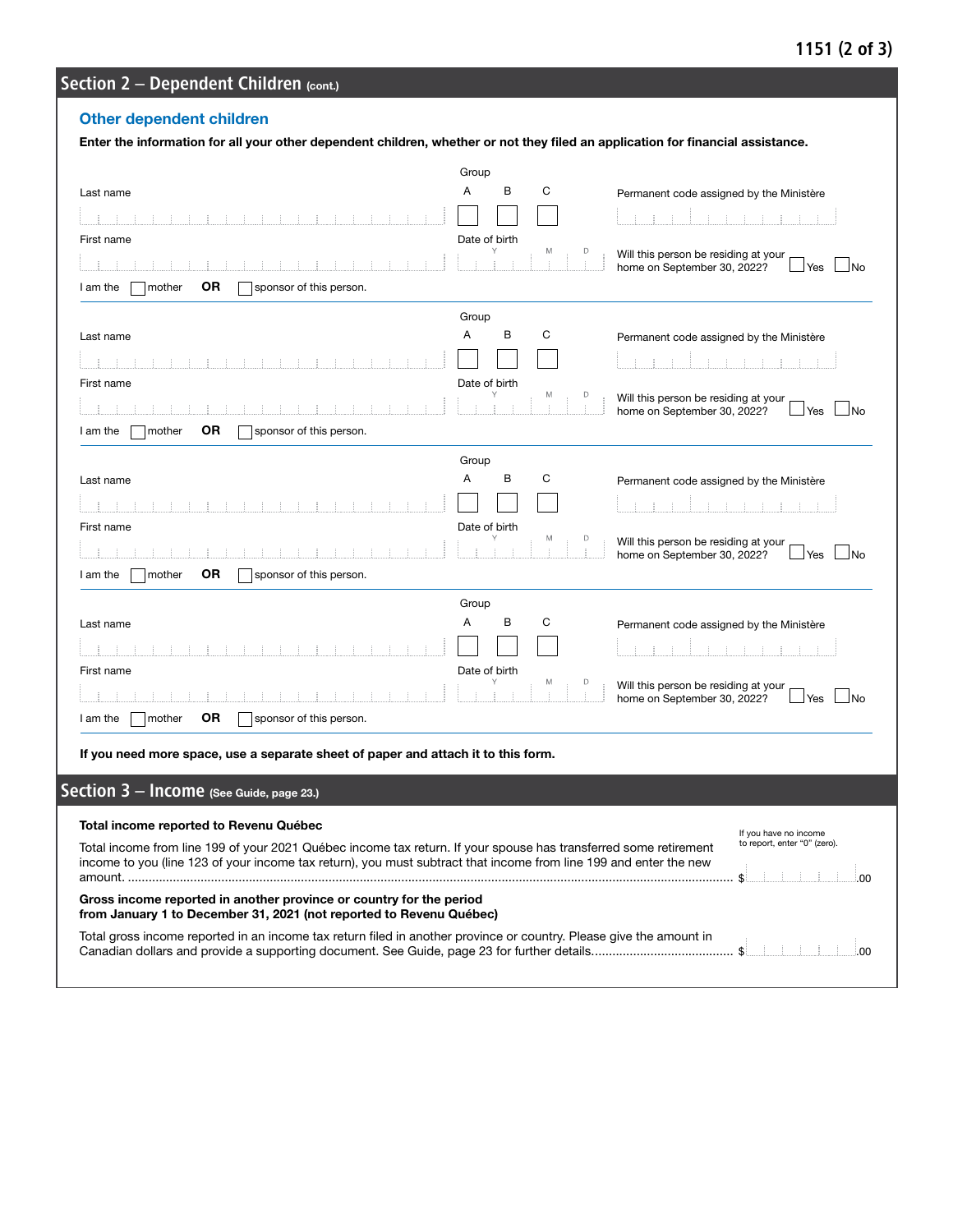## Section 2 – Dependent Children (cont.)

### Other dependent children

**Enter the information for all your other dependent children, whether or not they filed an application for financial assistance.**

Last name

Group: A ☐ B ☐ C ☐

Permanent code assigned by the Ministère

First name

Date of birth (Y M D)

Will this person be residing at your home on September 30, 2022? ☐ Yes ☐ No

I am the ☐ mother **OR** ☐ sponsor of this person.

---

Last name

Group: A ☐ B ☐ C ☐

Permanent code assigned by the Ministère

First name

Date of birth (Y M D)

Will this person be residing at your home on September 30, 2022? ☐ Yes ☐ No

I am the ☐ mother **OR** ☐ sponsor of this person.

---

Last name

Group: A ☐ B ☐ C ☐

Permanent code assigned by the Ministère

First name

Date of birth (Y M D)

Will this person be residing at your home on September 30, 2022? ☐ Yes ☐ No

I am the ☐ mother **OR** ☐ sponsor of this person.

---

Last name

Group: A ☐ B ☐ C ☐

Permanent code assigned by the Ministère

First name

Date of birth (Y M D)

Will this person be residing at your home on September 30, 2022? ☐ Yes ☐ No

I am the ☐ mother **OR** ☐ sponsor of this person.

---

**If you need more space, use a separate sheet of paper and attach it to this form.**

## Section 3 – Income (See Guide, page 23.)

**Total income reported to Revenu Québec**

Total income from line 199 of your 2021 Québec income tax return. If your spouse has transferred some retirement income to you (line 123 of your income tax return), you must subtract that income from line 199 and enter the new amount. ........ $ ______ .00

If you have no income to report, enter "0" (zero).

**Gross income reported in another province or country for the period from January 1 to December 31, 2021 (not reported to Revenu Québec)**

Total gross income reported in an income tax return filed in another province or country. Please give the amount in Canadian dollars and provide a supporting document. See Guide, page 23 for further details........ $ ______ .00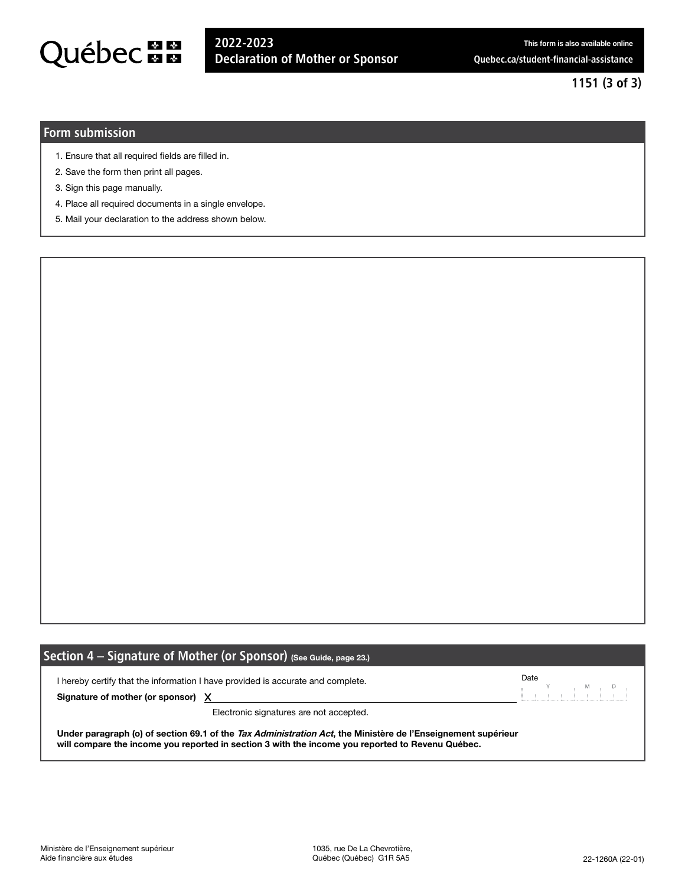# 2022-2023 Declaration of Mother or Sponsor

This form is also available online
Quebec.ca/student-financial-assistance

1151 (3 of 3)

## Form submission

1. Ensure that all required fields are filled in.
2. Save the form then print all pages.
3. Sign this page manually.
4. Place all required documents in a single envelope.
5. Mail your declaration to the address shown below.

## Section 4 – Signature of Mother (or Sponsor) (See Guide, page 23.)

I hereby certify that the information I have provided is accurate and complete.

**Signature of mother (or sponsor)** X ______________________

Electronic signatures are not accepted.

Date Y M D

**Under paragraph (o) of section 69.1 of the *Tax Administration Act*, the Ministère de l'Enseignement supérieur will compare the income you reported in section 3 with the income you reported to Revenu Québec.**

Ministère de l'Enseignement supérieur
Aide financière aux études

1035, rue De La Chevrotière,
Québec (Québec) G1R 5A5

22-1260A (22-01)